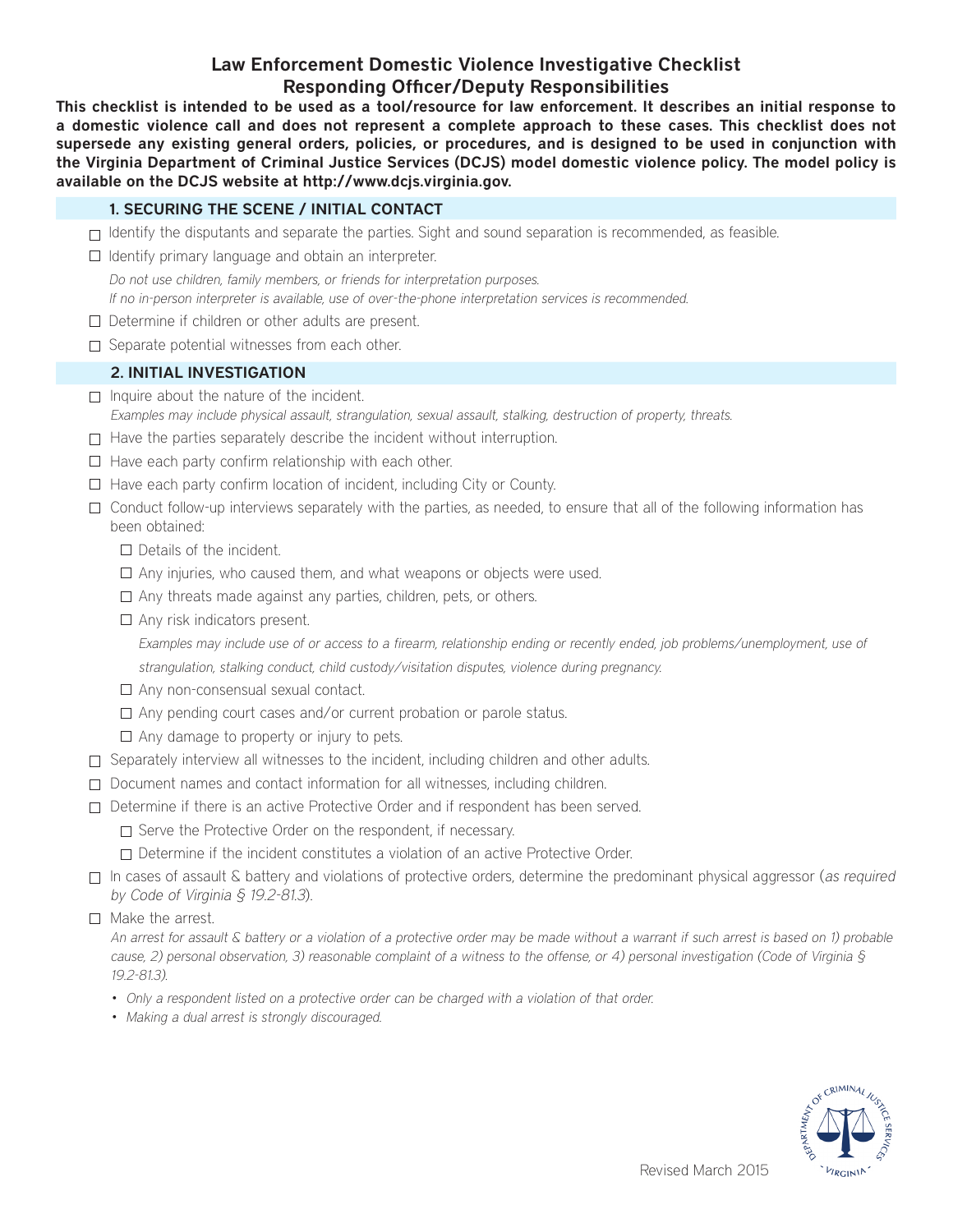# Law Enforcement Domestic Violence Investigative Checklist
## Responding Officer/Deputy Responsibilities

**This checklist is intended to be used as a tool/resource for law enforcement. It describes an initial response to a domestic violence call and does not represent a complete approach to these cases. This checklist does not supersede any existing general orders, policies, or procedures, and is designed to be used in conjunction with the Virginia Department of Criminal Justice Services (DCJS) model domestic violence policy. The model policy is available on the DCJS website at http://www.dcjs.virginia.gov.**

### 1. SECURING THE SCENE / INITIAL CONTACT

- ☐ Identify the disputants and separate the parties. Sight and sound separation is recommended, as feasible.
- ☐ Identify primary language and obtain an interpreter.

  *Do not use children, family members, or friends for interpretation purposes.*
  *If no in-person interpreter is available, use of over-the-phone interpretation services is recommended.*
- ☐ Determine if children or other adults are present.
- ☐ Separate potential witnesses from each other.

### 2. INITIAL INVESTIGATION

- ☐ Inquire about the nature of the incident.

  *Examples may include physical assault, strangulation, sexual assault, stalking, destruction of property, threats.*
- ☐ Have the parties separately describe the incident without interruption.
- ☐ Have each party confirm relationship with each other.
- ☐ Have each party confirm location of incident, including City or County.
- ☐ Conduct follow-up interviews separately with the parties, as needed, to ensure that all of the following information has been obtained:
  - ☐ Details of the incident.
  - ☐ Any injuries, who caused them, and what weapons or objects were used.
  - ☐ Any threats made against any parties, children, pets, or others.
  - ☐ Any risk indicators present.

    *Examples may include use of or access to a firearm, relationship ending or recently ended, job problems/unemployment, use of strangulation, stalking conduct, child custody/visitation disputes, violence during pregnancy.*
  - ☐ Any non-consensual sexual contact.
  - ☐ Any pending court cases and/or current probation or parole status.
  - ☐ Any damage to property or injury to pets.
- ☐ Separately interview all witnesses to the incident, including children and other adults.
- ☐ Document names and contact information for all witnesses, including children.
- ☐ Determine if there is an active Protective Order and if respondent has been served.
  - ☐ Serve the Protective Order on the respondent, if necessary.
  - ☐ Determine if the incident constitutes a violation of an active Protective Order.
- ☐ In cases of assault & battery and violations of protective orders, determine the predominant physical aggressor (*as required by Code of Virginia § 19.2-81.3*).
- ☐ Make the arrest.

  *An arrest for assault & battery or a violation of a protective order may be made without a warrant if such arrest is based on 1) probable cause, 2) personal observation, 3) reasonable complaint of a witness to the offense, or 4) personal investigation (Code of Virginia § 19.2-81.3).*

  - *Only a respondent listed on a protective order can be charged with a violation of that order.*
  - *Making a dual arrest is strongly discouraged.*

Revised March 2015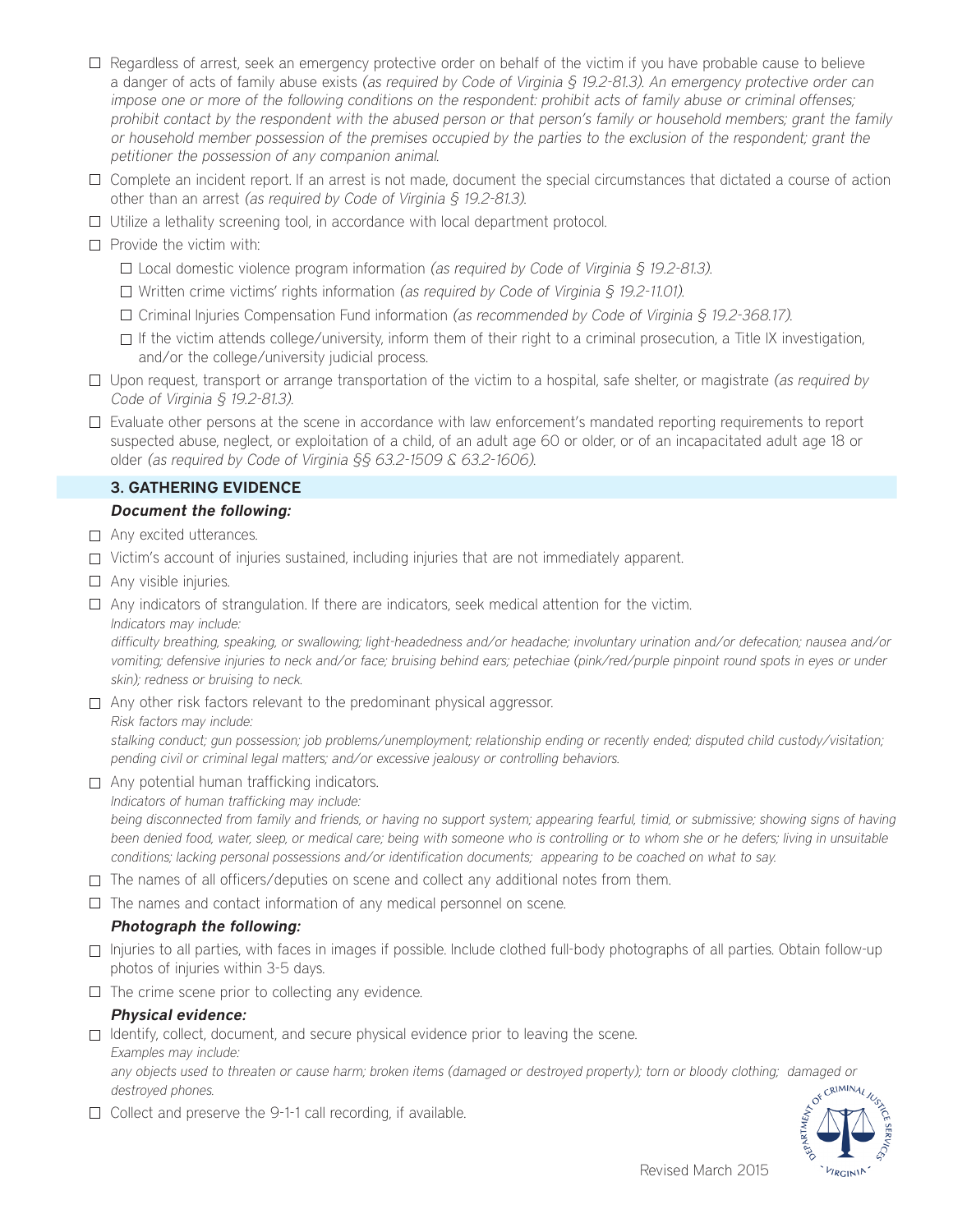- ☐ Regardless of arrest, seek an emergency protective order on behalf of the victim if you have probable cause to believe a danger of acts of family abuse exists *(as required by Code of Virginia § 19.2-81.3). An emergency protective order can impose one or more of the following conditions on the respondent: prohibit acts of family abuse or criminal offenses; prohibit contact by the respondent with the abused person or that person's family or household members; grant the family or household member possession of the premises occupied by the parties to the exclusion of the respondent; grant the petitioner the possession of any companion animal.*
- ☐ Complete an incident report. If an arrest is not made, document the special circumstances that dictated a course of action other than an arrest *(as required by Code of Virginia § 19.2-81.3).*
- ☐ Utilize a lethality screening tool, in accordance with local department protocol.
- ☐ Provide the victim with:
  - ☐ Local domestic violence program information *(as required by Code of Virginia § 19.2-81.3).*
  - ☐ Written crime victims' rights information *(as required by Code of Virginia § 19.2-11.01).*
  - ☐ Criminal Injuries Compensation Fund information *(as recommended by Code of Virginia § 19.2-368.17).*
  - ☐ If the victim attends college/university, inform them of their right to a criminal prosecution, a Title IX investigation, and/or the college/university judicial process.
- ☐ Upon request, transport or arrange transportation of the victim to a hospital, safe shelter, or magistrate *(as required by Code of Virginia § 19.2-81.3).*
- ☐ Evaluate other persons at the scene in accordance with law enforcement's mandated reporting requirements to report suspected abuse, neglect, or exploitation of a child, of an adult age 60 or older, or of an incapacitated adult age 18 or older *(as required by Code of Virginia §§ 63.2-1509 & 63.2-1606).*

## 3. GATHERING EVIDENCE

***Document the following:***

- ☐ Any excited utterances.
- ☐ Victim's account of injuries sustained, including injuries that are not immediately apparent.
- ☐ Any visible injuries.
- ☐ Any indicators of strangulation. If there are indicators, seek medical attention for the victim.
  *Indicators may include:*
  *difficulty breathing, speaking, or swallowing; light-headedness and/or headache; involuntary urination and/or defecation; nausea and/or vomiting; defensive injuries to neck and/or face; bruising behind ears; petechiae (pink/red/purple pinpoint round spots in eyes or under skin); redness or bruising to neck.*
- ☐ Any other risk factors relevant to the predominant physical aggressor.
  *Risk factors may include:*
  *stalking conduct; gun possession; job problems/unemployment; relationship ending or recently ended; disputed child custody/visitation; pending civil or criminal legal matters; and/or excessive jealousy or controlling behaviors.*
- ☐ Any potential human trafficking indicators.
  *Indicators of human trafficking may include:*
  *being disconnected from family and friends, or having no support system; appearing fearful, timid, or submissive; showing signs of having been denied food, water, sleep, or medical care; being with someone who is controlling or to whom she or he defers; living in unsuitable conditions; lacking personal possessions and/or identification documents; appearing to be coached on what to say.*
- ☐ The names of all officers/deputies on scene and collect any additional notes from them.
- ☐ The names and contact information of any medical personnel on scene.

***Photograph the following:***

- ☐ Injuries to all parties, with faces in images if possible. Include clothed full-body photographs of all parties. Obtain follow-up photos of injuries within 3-5 days.
- ☐ The crime scene prior to collecting any evidence.

***Physical evidence:***

- ☐ Identify, collect, document, and secure physical evidence prior to leaving the scene.
  *Examples may include:*
  *any objects used to threaten or cause harm; broken items (damaged or destroyed property); torn or bloody clothing; damaged or destroyed phones.*
- ☐ Collect and preserve the 9-1-1 call recording, if available.

Revised March 2015